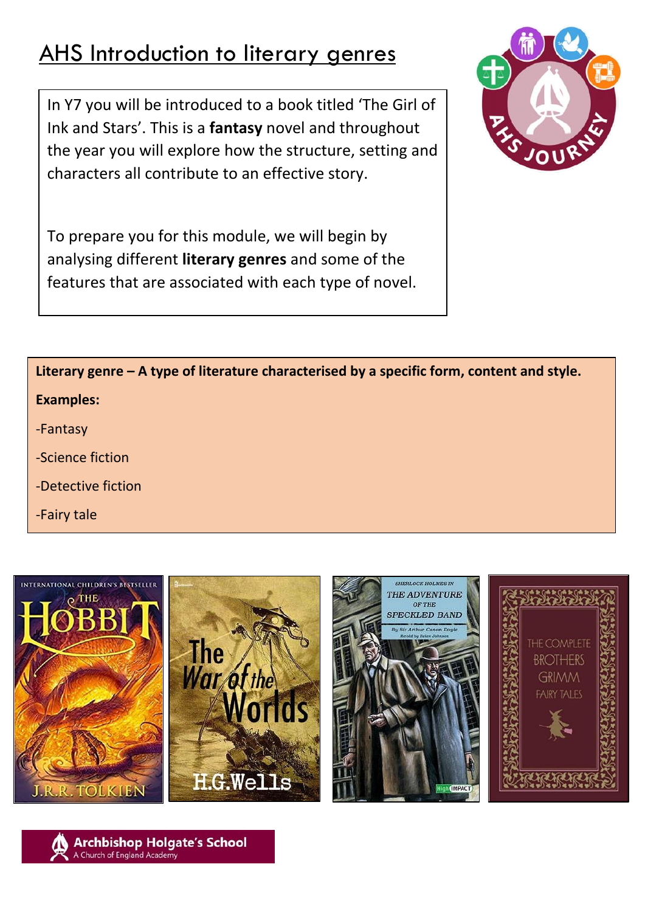# AHS Introduction to literary genres

In Y7 you will be introduced to a book titled 'The Girl of Ink and Stars'. This is a **fantasy** novel and throughout the year you will explore how the structure, setting and characters all contribute to an effective story.

To prepare you for this module, we will begin by analysing different **literary genres** and some of the features that are associated with each type of novel.

**Literary genre – A type of literature characterised by a specific form, content and style.**

**Examples:**

-Fantasy

-Science fiction

-Detective fiction

-Fairy tale

Archbishop Holgate's School
A Church of England Academy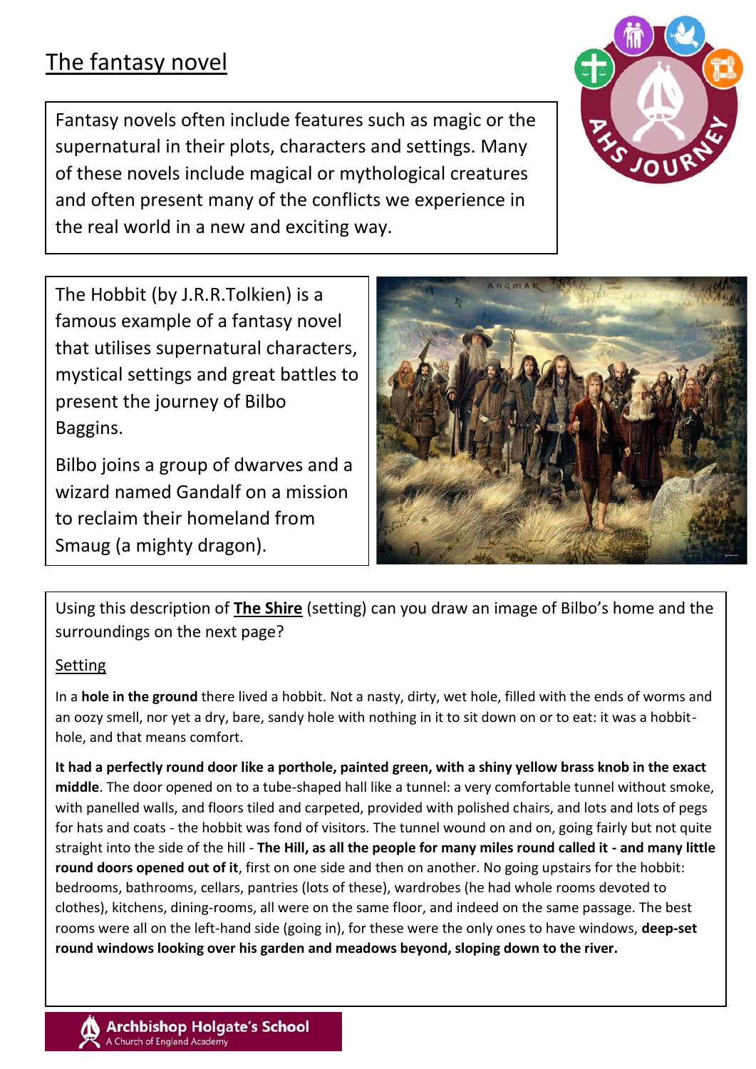# The fantasy novel

Fantasy novels often include features such as magic or the supernatural in their plots, characters and settings. Many of these novels include magical or mythological creatures and often present many of the conflicts we experience in the real world in a new and exciting way.

The Hobbit (by J.R.R.Tolkien) is a famous example of a fantasy novel that utilises supernatural characters, mystical settings and great battles to present the journey of Bilbo Baggins.

Bilbo joins a group of dwarves and a wizard named Gandalf on a mission to reclaim their homeland from Smaug (a mighty dragon).

Using this description of **The Shire** (setting) can you draw an image of Bilbo's home and the surroundings on the next page?

## Setting

In a **hole in the ground** there lived a hobbit. Not a nasty, dirty, wet hole, filled with the ends of worms and an oozy smell, nor yet a dry, bare, sandy hole with nothing in it to sit down on or to eat: it was a hobbit-hole, and that means comfort.

**It had a perfectly round door like a porthole, painted green, with a shiny yellow brass knob in the exact middle**. The door opened on to a tube-shaped hall like a tunnel: a very comfortable tunnel without smoke, with panelled walls, and floors tiled and carpeted, provided with polished chairs, and lots and lots of pegs for hats and coats - the hobbit was fond of visitors. The tunnel wound on and on, going fairly but not quite straight into the side of the hill - **The Hill, as all the people for many miles round called it - and many little round doors opened out of it**, first on one side and then on another. No going upstairs for the hobbit: bedrooms, bathrooms, cellars, pantries (lots of these), wardrobes (he had whole rooms devoted to clothes), kitchens, dining-rooms, all were on the same floor, and indeed on the same passage. The best rooms were all on the left-hand side (going in), for these were the only ones to have windows, **deep-set round windows looking over his garden and meadows beyond, sloping down to the river.**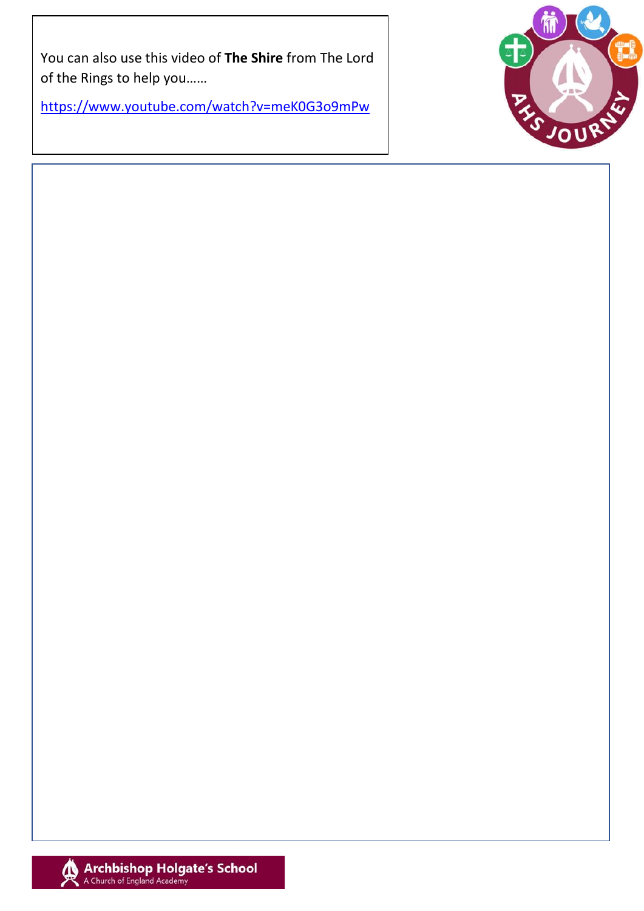You can also use this video of **The Shire** from The Lord of the Rings to help you……

https://www.youtube.com/watch?v=meK0G3o9mPw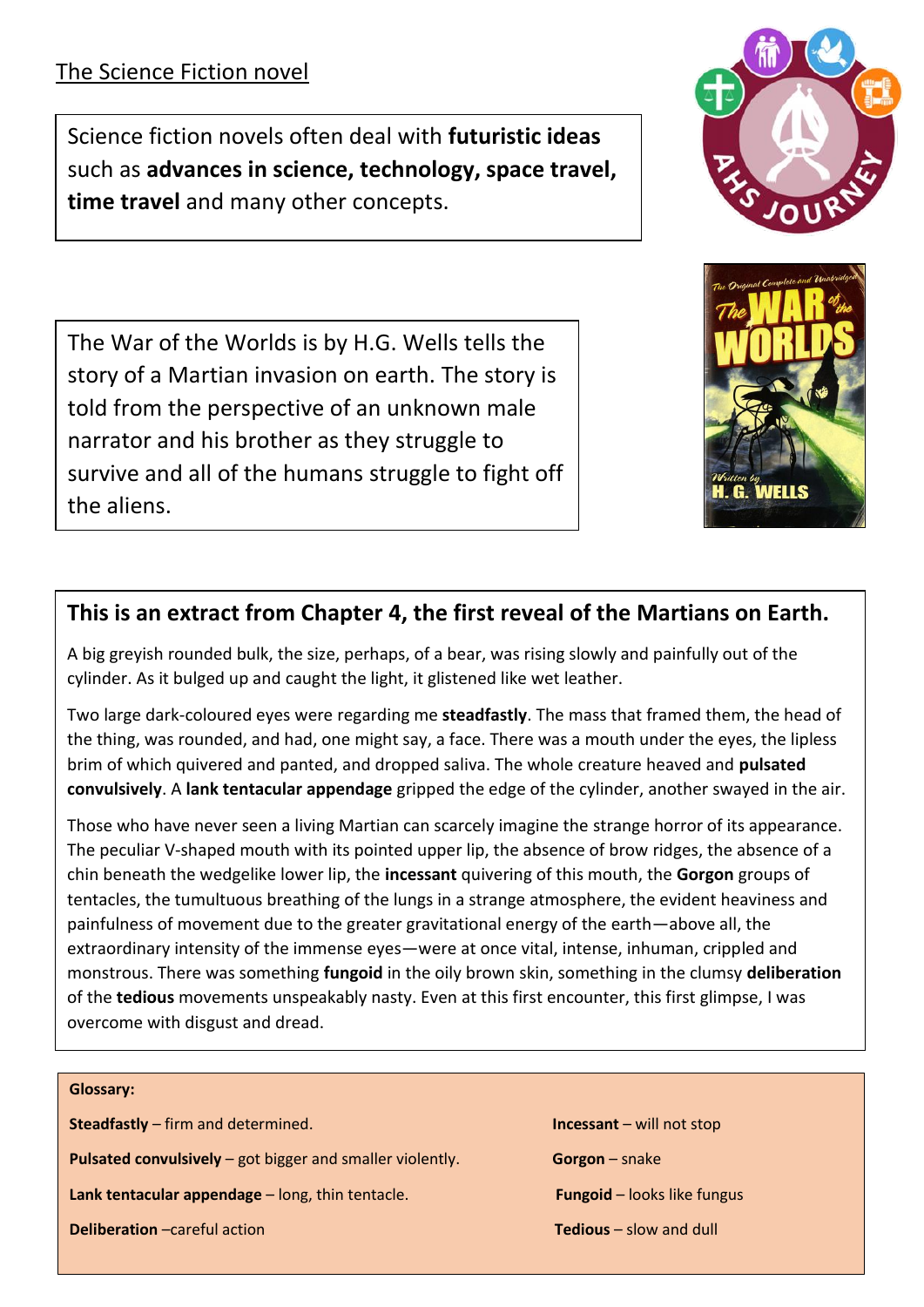## The Science Fiction novel

Science fiction novels often deal with **futuristic ideas** such as **advances in science, technology, space travel, time travel** and many other concepts.

The War of the Worlds is by H.G. Wells tells the story of a Martian invasion on earth. The story is told from the perspective of an unknown male narrator and his brother as they struggle to survive and all of the humans struggle to fight off the aliens.

### This is an extract from Chapter 4, the first reveal of the Martians on Earth.

A big greyish rounded bulk, the size, perhaps, of a bear, was rising slowly and painfully out of the cylinder. As it bulged up and caught the light, it glistened like wet leather.

Two large dark-coloured eyes were regarding me **steadfastly**. The mass that framed them, the head of the thing, was rounded, and had, one might say, a face. There was a mouth under the eyes, the lipless brim of which quivered and panted, and dropped saliva. The whole creature heaved and **pulsated convulsively**. A **lank tentacular appendage** gripped the edge of the cylinder, another swayed in the air.

Those who have never seen a living Martian can scarcely imagine the strange horror of its appearance. The peculiar V-shaped mouth with its pointed upper lip, the absence of brow ridges, the absence of a chin beneath the wedgelike lower lip, the **incessant** quivering of this mouth, the **Gorgon** groups of tentacles, the tumultuous breathing of the lungs in a strange atmosphere, the evident heaviness and painfulness of movement due to the greater gravitational energy of the earth—above all, the extraordinary intensity of the immense eyes—were at once vital, intense, inhuman, crippled and monstrous. There was something **fungoid** in the oily brown skin, something in the clumsy **deliberation** of the **tedious** movements unspeakably nasty. Even at this first encounter, this first glimpse, I was overcome with disgust and dread.

**Glossary:**

**Steadfastly** – firm and determined.

**Pulsated convulsively** – got bigger and smaller violently.

**Lank tentacular appendage** – long, thin tentacle.

**Deliberation** –careful action

**Incessant** – will not stop

**Gorgon** – snake

**Fungoid** – looks like fungus

**Tedious** – slow and dull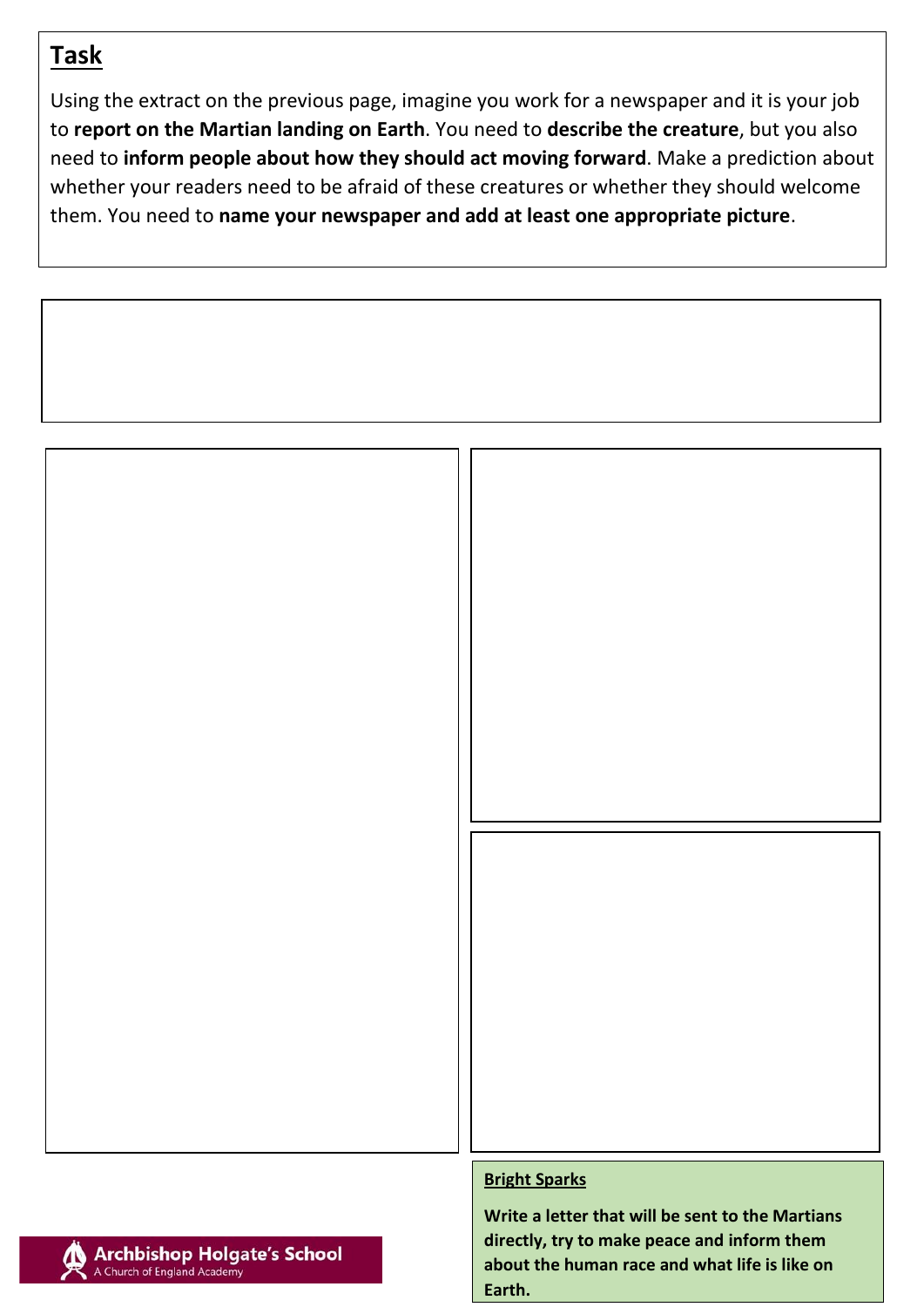## Task

Using the extract on the previous page, imagine you work for a newspaper and it is your job to **report on the Martian landing on Earth**. You need to **describe the creature**, but you also need to **inform people about how they should act moving forward**. Make a prediction about whether your readers need to be afraid of these creatures or whether they should welcome them. You need to **name your newspaper and add at least one appropriate picture**.

**Bright Sparks**

**Write a letter that will be sent to the Martians directly, try to make peace and inform them about the human race and what life is like on Earth.**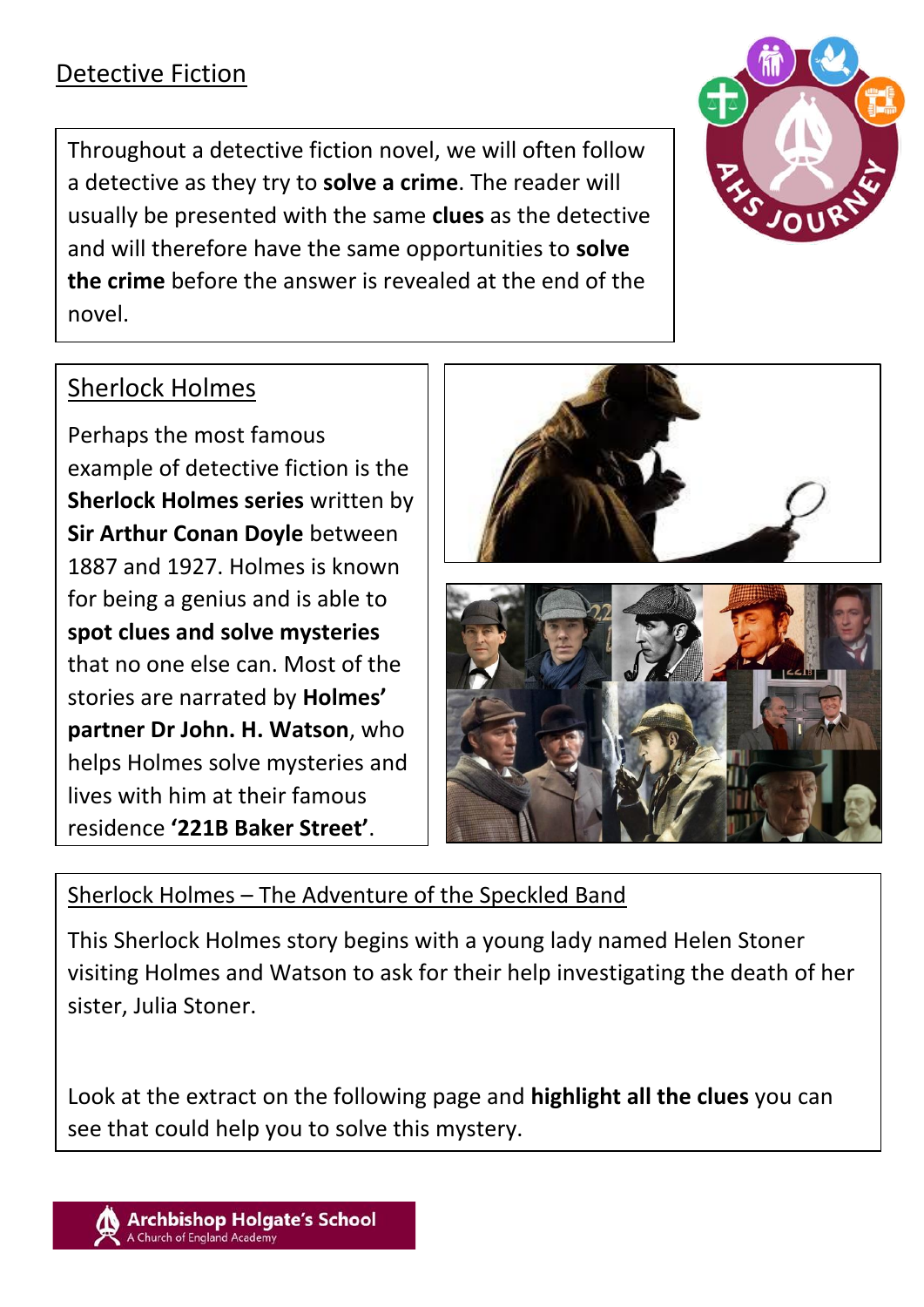## Detective Fiction

Throughout a detective fiction novel, we will often follow a detective as they try to **solve a crime**. The reader will usually be presented with the same **clues** as the detective and will therefore have the same opportunities to **solve the crime** before the answer is revealed at the end of the novel.

### Sherlock Holmes

Perhaps the most famous example of detective fiction is the **Sherlock Holmes series** written by **Sir Arthur Conan Doyle** between 1887 and 1927. Holmes is known for being a genius and is able to **spot clues and solve mysteries** that no one else can. Most of the stories are narrated by **Holmes' partner Dr John. H. Watson**, who helps Holmes solve mysteries and lives with him at their famous residence **'221B Baker Street'**.

### Sherlock Holmes – The Adventure of the Speckled Band

This Sherlock Holmes story begins with a young lady named Helen Stoner visiting Holmes and Watson to ask for their help investigating the death of her sister, Julia Stoner.

Look at the extract on the following page and **highlight all the clues** you can see that could help you to solve this mystery.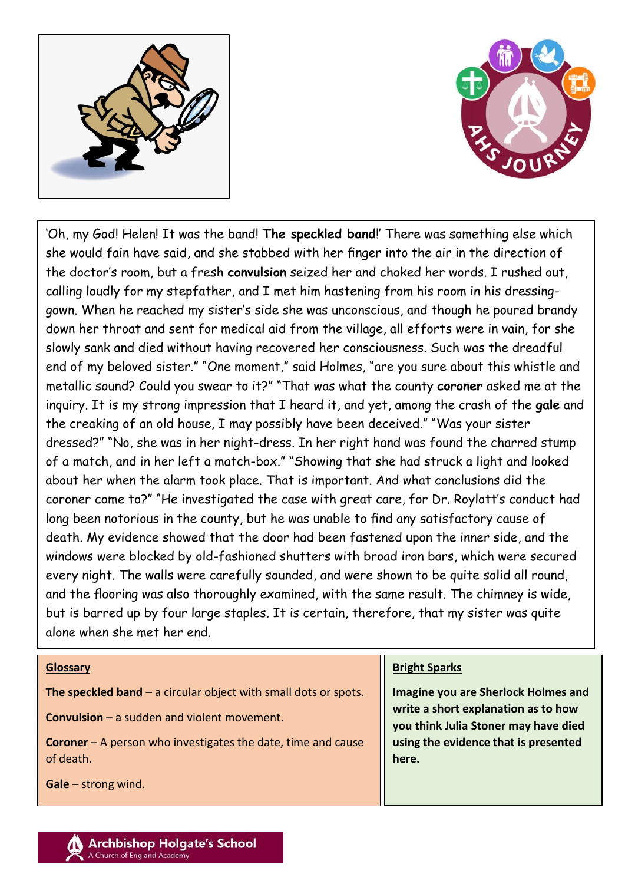'Oh, my God! Helen! It was the band! **The speckled band**!' There was something else which she would fain have said, and she stabbed with her finger into the air in the direction of the doctor's room, but a fresh **convulsion** seized her and choked her words. I rushed out, calling loudly for my stepfather, and I met him hastening from his room in his dressing-gown. When he reached my sister's side she was unconscious, and though he poured brandy down her throat and sent for medical aid from the village, all efforts were in vain, for she slowly sank and died without having recovered her consciousness. Such was the dreadful end of my beloved sister." "One moment," said Holmes, "are you sure about this whistle and metallic sound? Could you swear to it?" "That was what the county **coroner** asked me at the inquiry. It is my strong impression that I heard it, and yet, among the crash of the **gale** and the creaking of an old house, I may possibly have been deceived." "Was your sister dressed?" "No, she was in her night-dress. In her right hand was found the charred stump of a match, and in her left a match-box." "Showing that she had struck a light and looked about her when the alarm took place. That is important. And what conclusions did the coroner come to?" "He investigated the case with great care, for Dr. Roylott's conduct had long been notorious in the county, but he was unable to find any satisfactory cause of death. My evidence showed that the door had been fastened upon the inner side, and the windows were blocked by old-fashioned shutters with broad iron bars, which were secured every night. The walls were carefully sounded, and were shown to be quite solid all round, and the flooring was also thoroughly examined, with the same result. The chimney is wide, but is barred up by four large staples. It is certain, therefore, that my sister was quite alone when she met her end.

**Glossary**

**The speckled band** – a circular object with small dots or spots.

**Convulsion** – a sudden and violent movement.

**Coroner** – A person who investigates the date, time and cause of death.

**Gale** – strong wind.

**Bright Sparks**

**Imagine you are Sherlock Holmes and write a short explanation as to how you think Julia Stoner may have died using the evidence that is presented here.**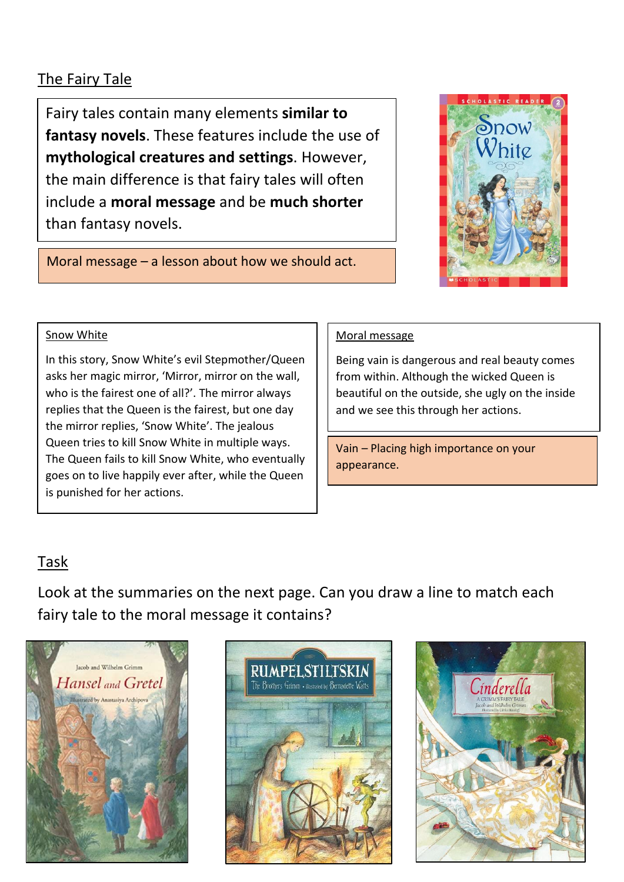## The Fairy Tale

Fairy tales contain many elements **similar to fantasy novels**. These features include the use of **mythological creatures and settings**. However, the main difference is that fairy tales will often include a **moral message** and be **much shorter** than fantasy novels.

Moral message – a lesson about how we should act.

### Snow White

In this story, Snow White's evil Stepmother/Queen asks her magic mirror, 'Mirror, mirror on the wall, who is the fairest one of all?'. The mirror always replies that the Queen is the fairest, but one day the mirror replies, 'Snow White'. The jealous Queen tries to kill Snow White in multiple ways. The Queen fails to kill Snow White, who eventually goes on to live happily ever after, while the Queen is punished for her actions.

### Moral message

Being vain is dangerous and real beauty comes from within. Although the wicked Queen is beautiful on the outside, she ugly on the inside and we see this through her actions.

Vain – Placing high importance on your appearance.

## Task

Look at the summaries on the next page. Can you draw a line to match each fairy tale to the moral message it contains?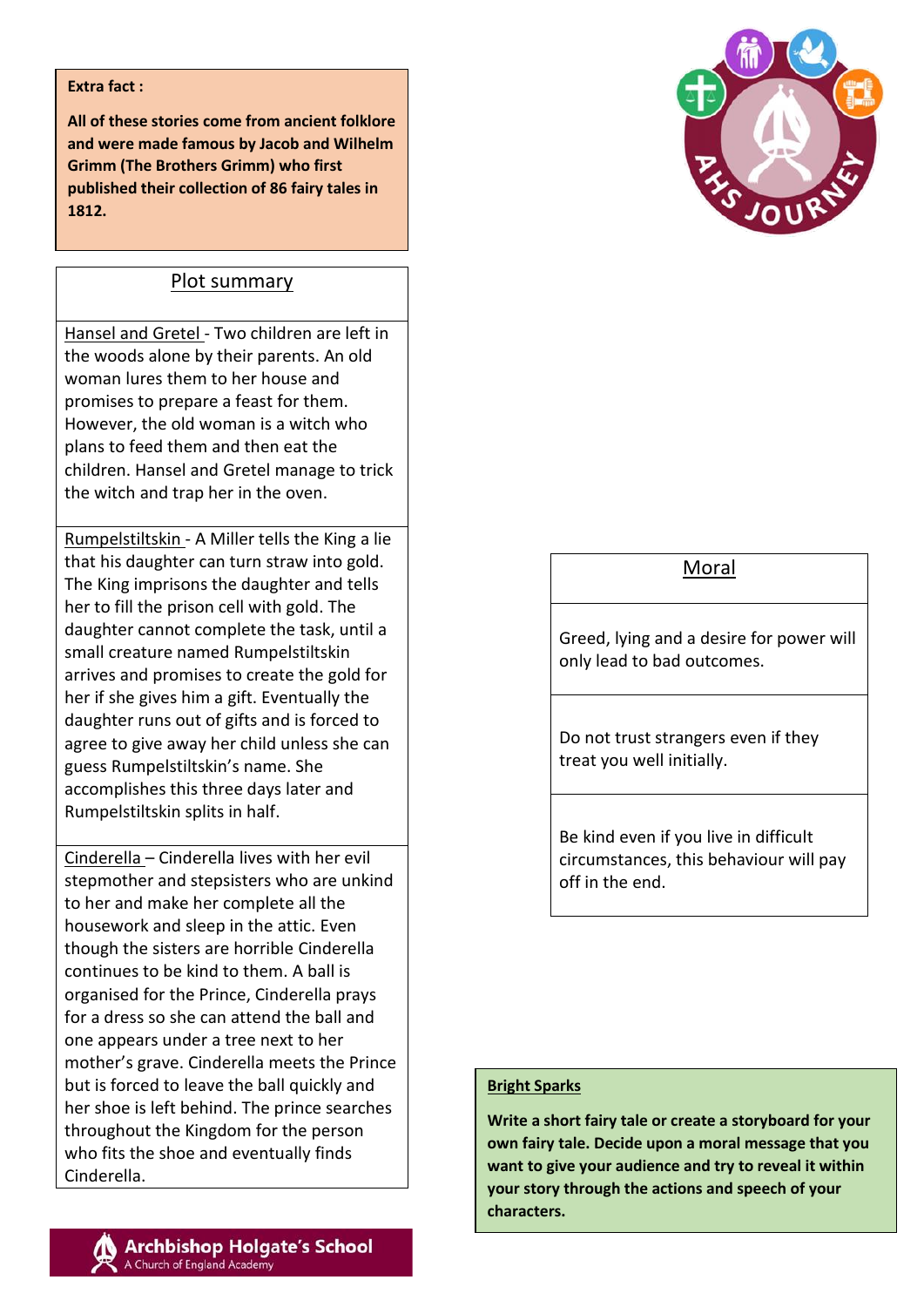**Extra fact :**

**All of these stories come from ancient folklore and were made famous by Jacob and Wilhelm Grimm (The Brothers Grimm) who first published their collection of 86 fairy tales in 1812.**

| Plot summary | Moral |
|---|---|
| Hansel and Gretel - Two children are left in the woods alone by their parents. An old woman lures them to her house and promises to prepare a feast for them. However, the old woman is a witch who plans to feed them and then eat the children. Hansel and Gretel manage to trick the witch and trap her in the oven. | Do not trust strangers even if they treat you well initially. |
| Rumpelstiltskin - A Miller tells the King a lie that his daughter can turn straw into gold. The King imprisons the daughter and tells her to fill the prison cell with gold. The daughter cannot complete the task, until a small creature named Rumpelstiltskin arrives and promises to create the gold for her if she gives him a gift. Eventually the daughter runs out of gifts and is forced to agree to give away her child unless she can guess Rumpelstiltskin's name. She accomplishes this three days later and Rumpelstiltskin splits in half. | Greed, lying and a desire for power will only lead to bad outcomes. |
| Cinderella – Cinderella lives with her evil stepmother and stepsisters who are unkind to her and make her complete all the housework and sleep in the attic. Even though the sisters are horrible Cinderella continues to be kind to them. A ball is organised for the Prince, Cinderella prays for a dress so she can attend the ball and one appears under a tree next to her mother's grave. Cinderella meets the Prince but is forced to leave the ball quickly and her shoe is left behind. The prince searches throughout the Kingdom for the person who fits the shoe and eventually finds Cinderella. | Be kind even if you live in difficult circumstances, this behaviour will pay off in the end. |

**Bright Sparks**

**Write a short fairy tale or create a storyboard for your own fairy tale. Decide upon a moral message that you want to give your audience and try to reveal it within your story through the actions and speech of your characters.**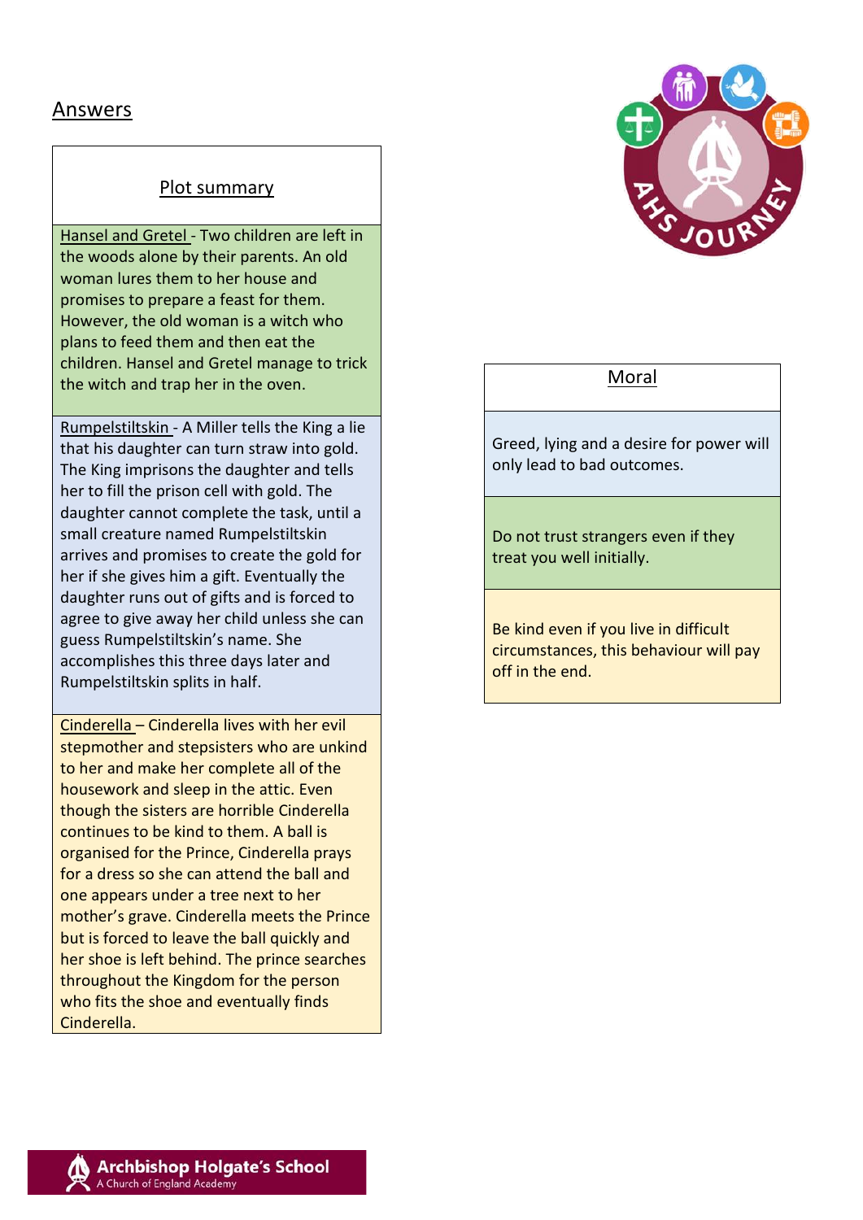## Answers

| Plot summary |
|---|
| Hansel and Gretel - Two children are left in the woods alone by their parents. An old woman lures them to her house and promises to prepare a feast for them. However, the old woman is a witch who plans to feed them and then eat the children. Hansel and Gretel manage to trick the witch and trap her in the oven. |
| Rumpelstiltskin - A Miller tells the King a lie that his daughter can turn straw into gold. The King imprisons the daughter and tells her to fill the prison cell with gold. The daughter cannot complete the task, until a small creature named Rumpelstiltskin arrives and promises to create the gold for her if she gives him a gift. Eventually the daughter runs out of gifts and is forced to agree to give away her child unless she can guess Rumpelstiltskin's name. She accomplishes this three days later and Rumpelstiltskin splits in half. |
| Cinderella – Cinderella lives with her evil stepmother and stepsisters who are unkind to her and make her complete all of the housework and sleep in the attic. Even though the sisters are horrible Cinderella continues to be kind to them. A ball is organised for the Prince, Cinderella prays for a dress so she can attend the ball and one appears under a tree next to her mother's grave. Cinderella meets the Prince but is forced to leave the ball quickly and her shoe is left behind. The prince searches throughout the Kingdom for the person who fits the shoe and eventually finds Cinderella. |

| Moral |
|---|
| Greed, lying and a desire for power will only lead to bad outcomes. |
| Do not trust strangers even if they treat you well initially. |
| Be kind even if you live in difficult circumstances, this behaviour will pay off in the end. |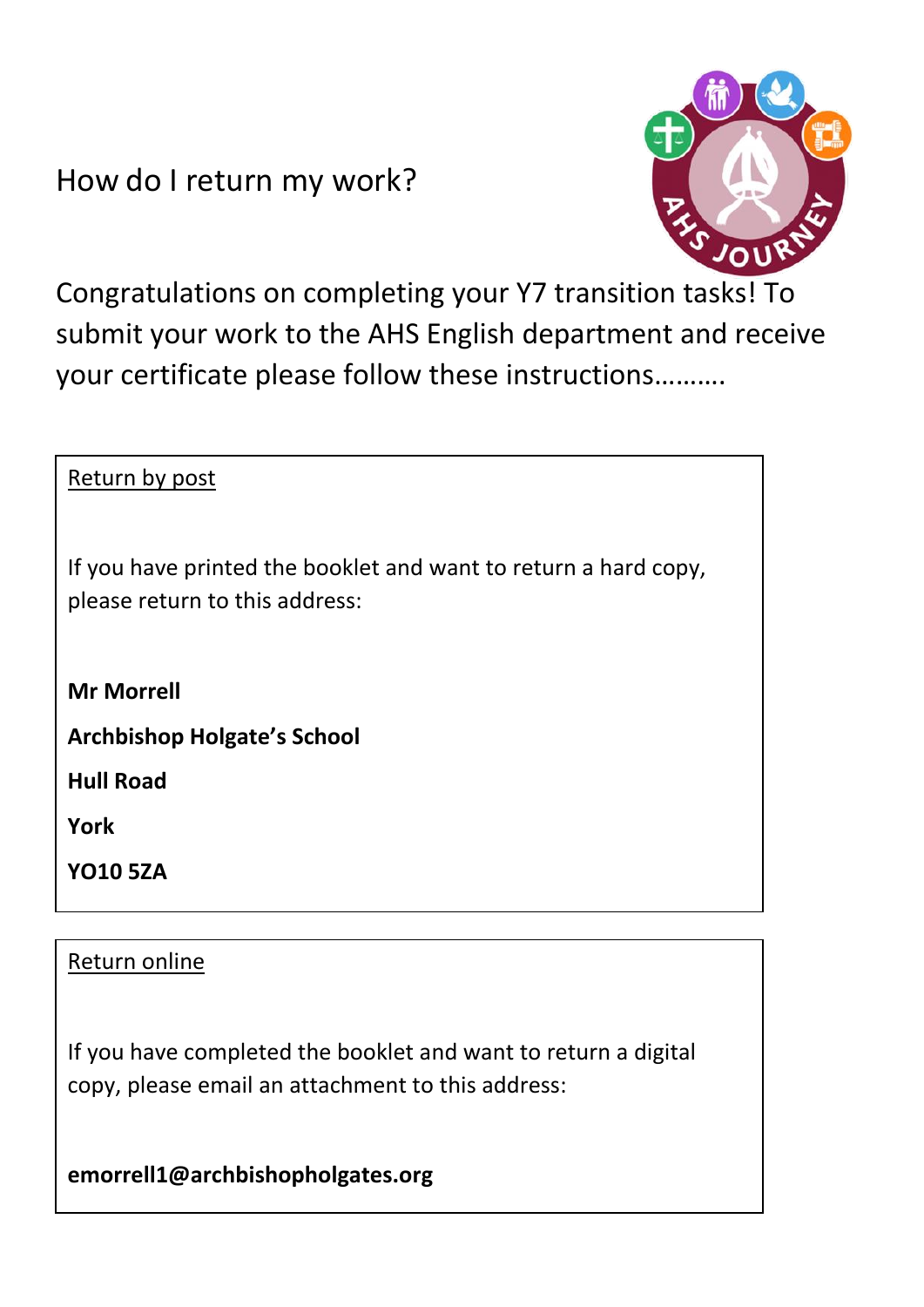# How do I return my work?

Congratulations on completing your Y7 transition tasks! To submit your work to the AHS English department and receive your certificate please follow these instructions……….

## Return by post

If you have printed the booklet and want to return a hard copy, please return to this address:

**Mr Morrell**

**Archbishop Holgate's School**

**Hull Road**

**York**

**YO10 5ZA**

## Return online

If you have completed the booklet and want to return a digital copy, please email an attachment to this address:

**emorrell1@archbishopholgates.org**